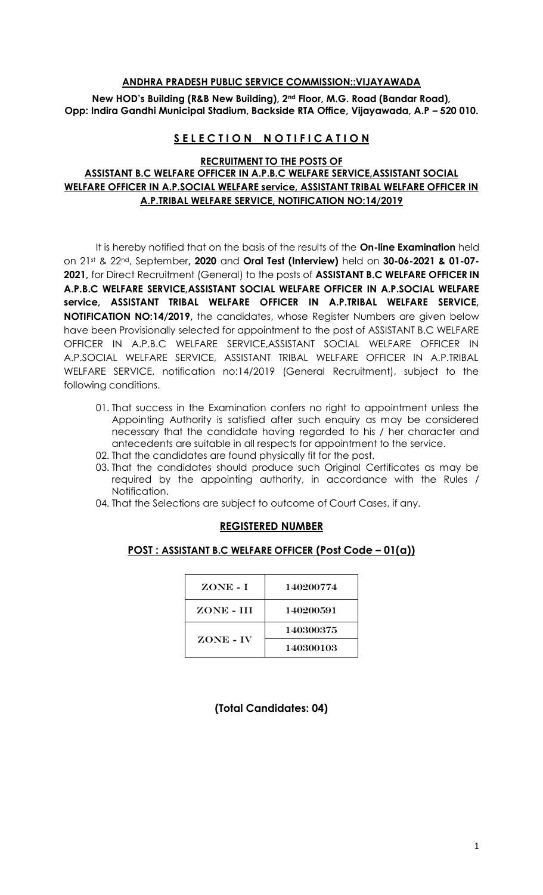**ANDHRA PRADESH PUBLIC SERVICE COMMISSION::VIJAYAWADA**

**New HOD's Building (R&B New Building), 2nd Floor, M.G. Road (Bandar Road), Opp: Indira Gandhi Municipal Stadium, Backside RTA Office, Vijayawada, A.P – 520 010.**

## S E L E C T I O N   N O T I F I C A T I O N

### RECRUITMENT TO THE POSTS OF ASSISTANT B.C WELFARE OFFICER IN A.P.B.C WELFARE SERVICE,ASSISTANT SOCIAL WELFARE OFFICER IN A.P.SOCIAL WELFARE service, ASSISTANT TRIBAL WELFARE OFFICER IN A.P.TRIBAL WELFARE SERVICE, NOTIFICATION NO:14/2019

It is hereby notified that on the basis of the results of the **On-line Examination** held on 21st & 22nd, September**, 2020** and **Oral Test (Interview)** held on **30-06-2021 & 01-07-2021,** for Direct Recruitment (General) to the posts of **ASSISTANT B.C WELFARE OFFICER IN A.P.B.C WELFARE SERVICE,ASSISTANT SOCIAL WELFARE OFFICER IN A.P.SOCIAL WELFARE service, ASSISTANT TRIBAL WELFARE OFFICER IN A.P.TRIBAL WELFARE SERVICE, NOTIFICATION NO:14/2019,** the candidates, whose Register Numbers are given below have been Provisionally selected for appointment to the post of ASSISTANT B.C WELFARE OFFICER IN A.P.B.C WELFARE SERVICE,ASSISTANT SOCIAL WELFARE OFFICER IN A.P.SOCIAL WELFARE SERVICE, ASSISTANT TRIBAL WELFARE OFFICER IN A.P.TRIBAL WELFARE SERVICE, notification no:14/2019 (General Recruitment), subject to the following conditions.

01. That success in the Examination confers no right to appointment unless the Appointing Authority is satisfied after such enquiry as may be considered necessary that the candidate having regarded to his / her character and antecedents are suitable in all respects for appointment to the service.
02. That the candidates are found physically fit for the post.
03. That the candidates should produce such Original Certificates as may be required by the appointing authority, in accordance with the Rules / Notification.
04. That the Selections are subject to outcome of Court Cases, if any.

### REGISTERED NUMBER

#### POST : ASSISTANT B.C WELFARE OFFICER (Post Code – 01(a))

| ZONE | REGISTERED NUMBER |
|---|---|
| ZONE - I | 140200774 |
| ZONE - III | 140200591 |
| ZONE - IV | 140300375 |
| | 140300103 |

**(Total Candidates: 04)**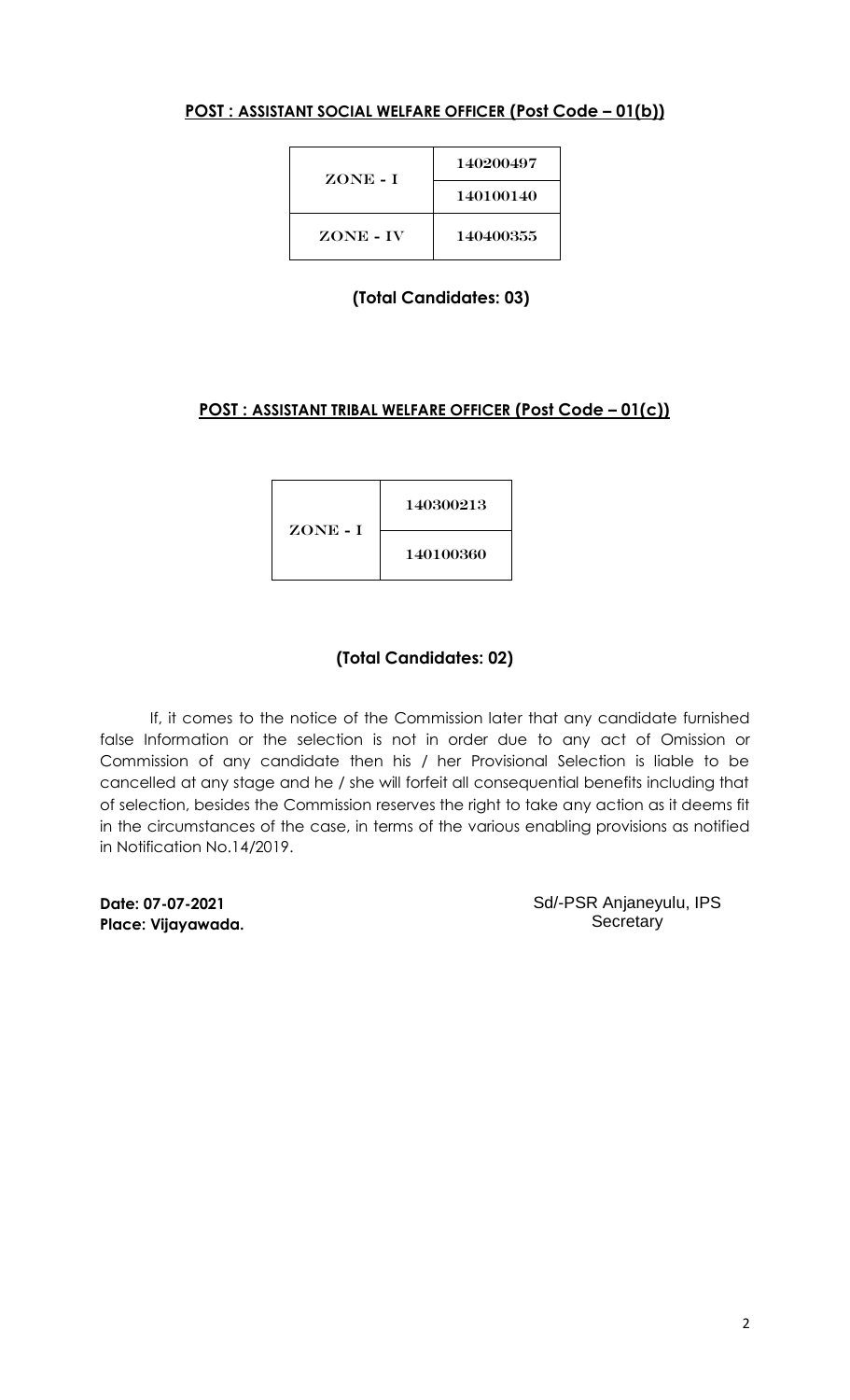**POST : ASSISTANT SOCIAL WELFARE OFFICER (Post Code – 01(b))**

| | |
|---|---|
| ZONE - I | 140200497 |
| | 140100140 |
| ZONE - IV | 140400355 |

**(Total Candidates: 03)**

**POST : ASSISTANT TRIBAL WELFARE OFFICER (Post Code – 01(c))**

| | |
|---|---|
| ZONE - I | 140300213 |
| | 140100360 |

**(Total Candidates: 02)**

If, it comes to the notice of the Commission later that any candidate furnished false Information or the selection is not in order due to any act of Omission or Commission of any candidate then his / her Provisional Selection is liable to be cancelled at any stage and he / she will forfeit all consequential benefits including that of selection, besides the Commission reserves the right to take any action as it deems fit in the circumstances of the case, in terms of the various enabling provisions as notified in Notification No.14/2019.

**Date: 07-07-2021**
**Place: Vijayawada.**

Sd/-PSR Anjaneyulu, IPS
Secretary